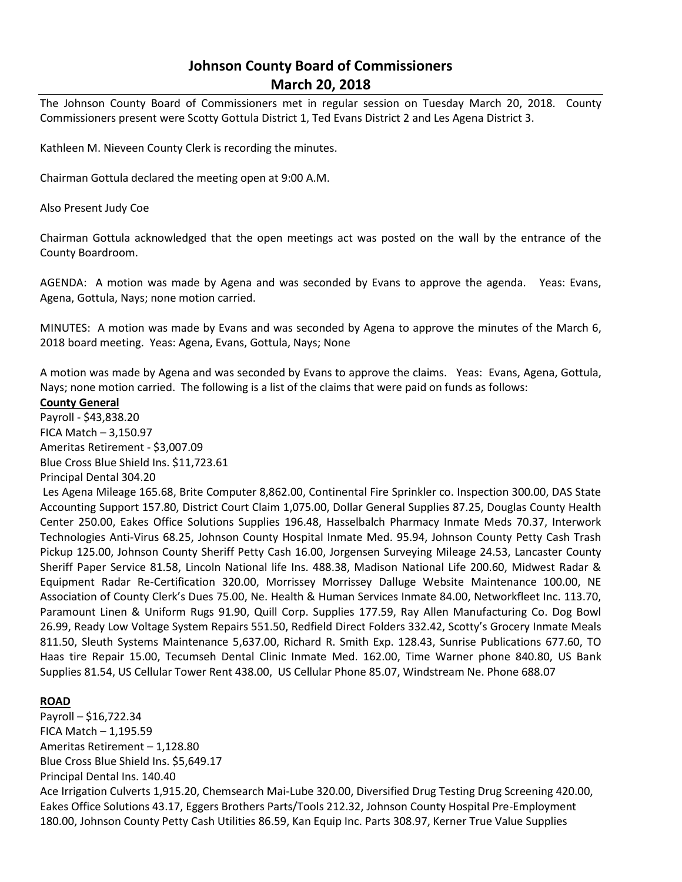# Johnson County Board of Commissioners
## March 20, 2018

The Johnson County Board of Commissioners met in regular session on Tuesday March 20, 2018. County Commissioners present were Scotty Gottula District 1, Ted Evans District 2 and Les Agena District 3.

Kathleen M. Nieveen County Clerk is recording the minutes.

Chairman Gottula declared the meeting open at 9:00 A.M.

Also Present Judy Coe

Chairman Gottula acknowledged that the open meetings act was posted on the wall by the entrance of the County Boardroom.

AGENDA: A motion was made by Agena and was seconded by Evans to approve the agenda. Yeas: Evans, Agena, Gottula, Nays; none motion carried.

MINUTES: A motion was made by Evans and was seconded by Agena to approve the minutes of the March 6, 2018 board meeting. Yeas: Agena, Evans, Gottula, Nays; None

A motion was made by Agena and was seconded by Evans to approve the claims. Yeas: Evans, Agena, Gottula, Nays; none motion carried. The following is a list of the claims that were paid on funds as follows:

**County General**

Payroll - $43,838.20
FICA Match – 3,150.97
Ameritas Retirement - $3,007.09
Blue Cross Blue Shield Ins. $11,723.61
Principal Dental 304.20

Les Agena Mileage 165.68, Brite Computer 8,862.00, Continental Fire Sprinkler co. Inspection 300.00, DAS State Accounting Support 157.80, District Court Claim 1,075.00, Dollar General Supplies 87.25, Douglas County Health Center 250.00, Eakes Office Solutions Supplies 196.48, Hasselbalch Pharmacy Inmate Meds 70.37, Interwork Technologies Anti-Virus 68.25, Johnson County Hospital Inmate Med. 95.94, Johnson County Petty Cash Trash Pickup 125.00, Johnson County Sheriff Petty Cash 16.00, Jorgensen Surveying Mileage 24.53, Lancaster County Sheriff Paper Service 81.58, Lincoln National life Ins. 488.38, Madison National Life 200.60, Midwest Radar & Equipment Radar Re-Certification 320.00, Morrissey Morrissey Dalluge Website Maintenance 100.00, NE Association of County Clerk's Dues 75.00, Ne. Health & Human Services Inmate 84.00, Networkfleet Inc. 113.70, Paramount Linen & Uniform Rugs 91.90, Quill Corp. Supplies 177.59, Ray Allen Manufacturing Co. Dog Bowl 26.99, Ready Low Voltage System Repairs 551.50, Redfield Direct Folders 332.42, Scotty's Grocery Inmate Meals 811.50, Sleuth Systems Maintenance 5,637.00, Richard R. Smith Exp. 128.43, Sunrise Publications 677.60, TO Haas tire Repair 15.00, Tecumseh Dental Clinic Inmate Med. 162.00, Time Warner phone 840.80, US Bank Supplies 81.54, US Cellular Tower Rent 438.00, US Cellular Phone 85.07, Windstream Ne. Phone 688.07

**ROAD**

Payroll – $16,722.34
FICA Match – 1,195.59
Ameritas Retirement – 1,128.80
Blue Cross Blue Shield Ins. $5,649.17
Principal Dental Ins. 140.40

Ace Irrigation Culverts 1,915.20, Chemsearch Mai-Lube 320.00, Diversified Drug Testing Drug Screening 420.00, Eakes Office Solutions 43.17, Eggers Brothers Parts/Tools 212.32, Johnson County Hospital Pre-Employment 180.00, Johnson County Petty Cash Utilities 86.59, Kan Equip Inc. Parts 308.97, Kerner True Value Supplies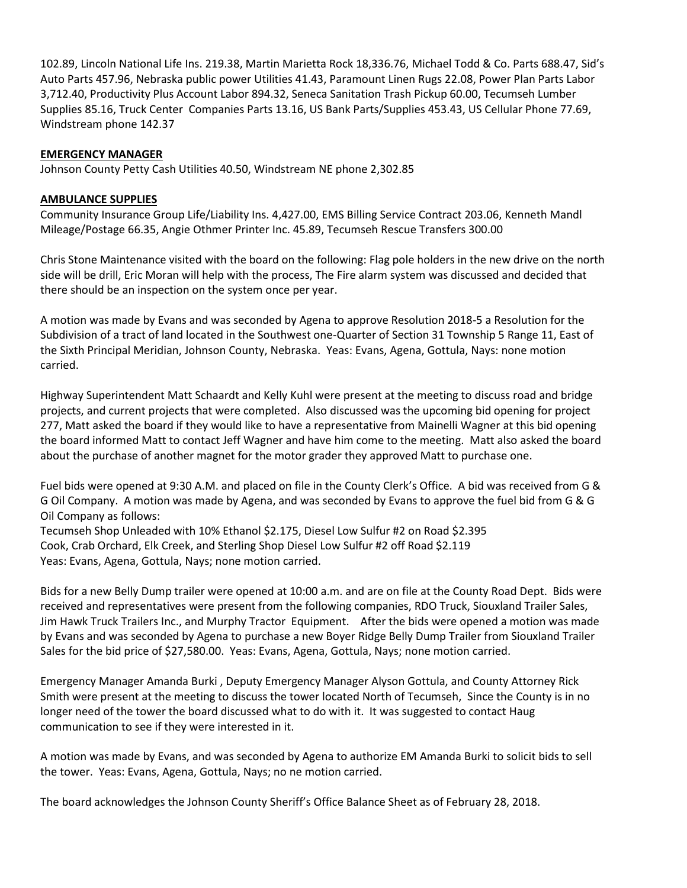102.89, Lincoln National Life Ins. 219.38, Martin Marietta Rock 18,336.76, Michael Todd & Co. Parts 688.47, Sid's Auto Parts 457.96, Nebraska public power Utilities 41.43, Paramount Linen Rugs 22.08, Power Plan Parts Labor 3,712.40, Productivity Plus Account Labor 894.32, Seneca Sanitation Trash Pickup 60.00, Tecumseh Lumber Supplies 85.16, Truck Center Companies Parts 13.16, US Bank Parts/Supplies 453.43, US Cellular Phone 77.69, Windstream phone 142.37

**EMERGENCY MANAGER**

Johnson County Petty Cash Utilities 40.50, Windstream NE phone 2,302.85

**AMBULANCE SUPPLIES**

Community Insurance Group Life/Liability Ins. 4,427.00, EMS Billing Service Contract 203.06, Kenneth Mandl Mileage/Postage 66.35, Angie Othmer Printer Inc. 45.89, Tecumseh Rescue Transfers 300.00

Chris Stone Maintenance visited with the board on the following: Flag pole holders in the new drive on the north side will be drill, Eric Moran will help with the process, The Fire alarm system was discussed and decided that there should be an inspection on the system once per year.

A motion was made by Evans and was seconded by Agena to approve Resolution 2018-5 a Resolution for the Subdivision of a tract of land located in the Southwest one-Quarter of Section 31 Township 5 Range 11, East of the Sixth Principal Meridian, Johnson County, Nebraska. Yeas: Evans, Agena, Gottula, Nays: none motion carried.

Highway Superintendent Matt Schaardt and Kelly Kuhl were present at the meeting to discuss road and bridge projects, and current projects that were completed. Also discussed was the upcoming bid opening for project 277, Matt asked the board if they would like to have a representative from Mainelli Wagner at this bid opening the board informed Matt to contact Jeff Wagner and have him come to the meeting. Matt also asked the board about the purchase of another magnet for the motor grader they approved Matt to purchase one.

Fuel bids were opened at 9:30 A.M. and placed on file in the County Clerk's Office. A bid was received from G & G Oil Company. A motion was made by Agena, and was seconded by Evans to approve the fuel bid from G & G Oil Company as follows:
Tecumseh Shop Unleaded with 10% Ethanol $2.175, Diesel Low Sulfur #2 on Road $2.395
Cook, Crab Orchard, Elk Creek, and Sterling Shop Diesel Low Sulfur #2 off Road $2.119
Yeas: Evans, Agena, Gottula, Nays; none motion carried.

Bids for a new Belly Dump trailer were opened at 10:00 a.m. and are on file at the County Road Dept. Bids were received and representatives were present from the following companies, RDO Truck, Siouxland Trailer Sales, Jim Hawk Truck Trailers Inc., and Murphy Tractor Equipment. After the bids were opened a motion was made by Evans and was seconded by Agena to purchase a new Boyer Ridge Belly Dump Trailer from Siouxland Trailer Sales for the bid price of $27,580.00. Yeas: Evans, Agena, Gottula, Nays; none motion carried.

Emergency Manager Amanda Burki , Deputy Emergency Manager Alyson Gottula, and County Attorney Rick Smith were present at the meeting to discuss the tower located North of Tecumseh, Since the County is in no longer need of the tower the board discussed what to do with it. It was suggested to contact Haug communication to see if they were interested in it.

A motion was made by Evans, and was seconded by Agena to authorize EM Amanda Burki to solicit bids to sell the tower. Yeas: Evans, Agena, Gottula, Nays; no ne motion carried.

The board acknowledges the Johnson County Sheriff's Office Balance Sheet as of February 28, 2018.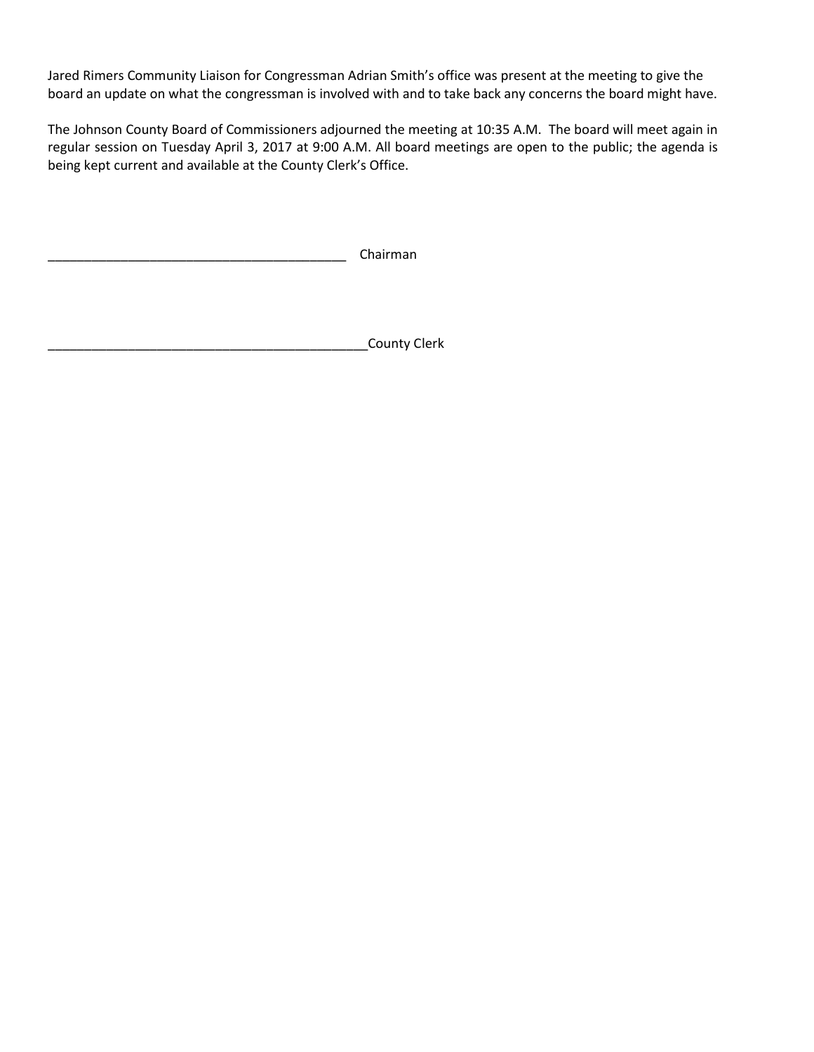Jared Rimers Community Liaison for Congressman Adrian Smith's office was present at the meeting to give the board an update on what the congressman is involved with and to take back any concerns the board might have.

The Johnson County Board of Commissioners adjourned the meeting at 10:35 A.M. The board will meet again in regular session on Tuesday April 3, 2017 at 9:00 A.M. All board meetings are open to the public; the agenda is being kept current and available at the County Clerk's Office.

__________________________________________ Chairman

_____________________________________________County Clerk